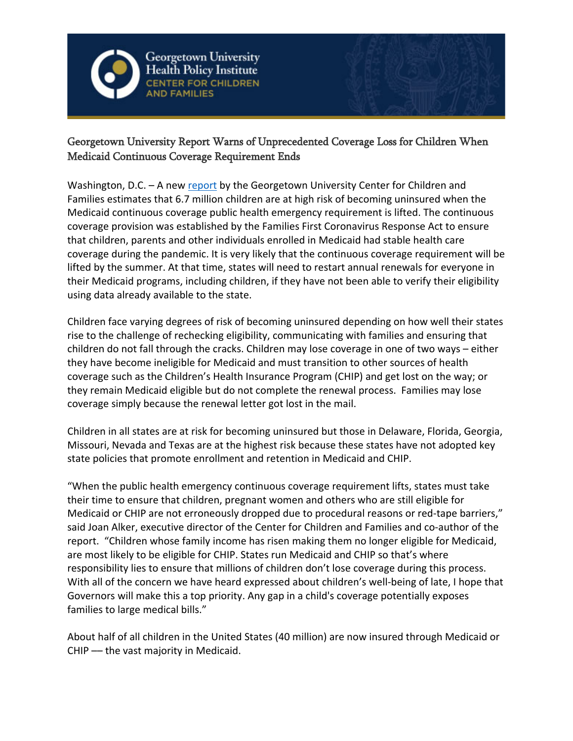Georgetown University Health Policy Institute
CENTER FOR CHILDREN AND FAMILIES

# Georgetown University Report Warns of Unprecedented Coverage Loss for Children When Medicaid Continuous Coverage Requirement Ends

Washington, D.C. – A new report by the Georgetown University Center for Children and Families estimates that 6.7 million children are at high risk of becoming uninsured when the Medicaid continuous coverage public health emergency requirement is lifted. The continuous coverage provision was established by the Families First Coronavirus Response Act to ensure that children, parents and other individuals enrolled in Medicaid had stable health care coverage during the pandemic. It is very likely that the continuous coverage requirement will be lifted by the summer. At that time, states will need to restart annual renewals for everyone in their Medicaid programs, including children, if they have not been able to verify their eligibility using data already available to the state.

Children face varying degrees of risk of becoming uninsured depending on how well their states rise to the challenge of rechecking eligibility, communicating with families and ensuring that children do not fall through the cracks. Children may lose coverage in one of two ways – either they have become ineligible for Medicaid and must transition to other sources of health coverage such as the Children's Health Insurance Program (CHIP) and get lost on the way; or they remain Medicaid eligible but do not complete the renewal process. Families may lose coverage simply because the renewal letter got lost in the mail.

Children in all states are at risk for becoming uninsured but those in Delaware, Florida, Georgia, Missouri, Nevada and Texas are at the highest risk because these states have not adopted key state policies that promote enrollment and retention in Medicaid and CHIP.

"When the public health emergency continuous coverage requirement lifts, states must take their time to ensure that children, pregnant women and others who are still eligible for Medicaid or CHIP are not erroneously dropped due to procedural reasons or red-tape barriers," said Joan Alker, executive director of the Center for Children and Families and co-author of the report. "Children whose family income has risen making them no longer eligible for Medicaid, are most likely to be eligible for CHIP. States run Medicaid and CHIP so that's where responsibility lies to ensure that millions of children don't lose coverage during this process. With all of the concern we have heard expressed about children's well-being of late, I hope that Governors will make this a top priority. Any gap in a child's coverage potentially exposes families to large medical bills."

About half of all children in the United States (40 million) are now insured through Medicaid or CHIP –– the vast majority in Medicaid.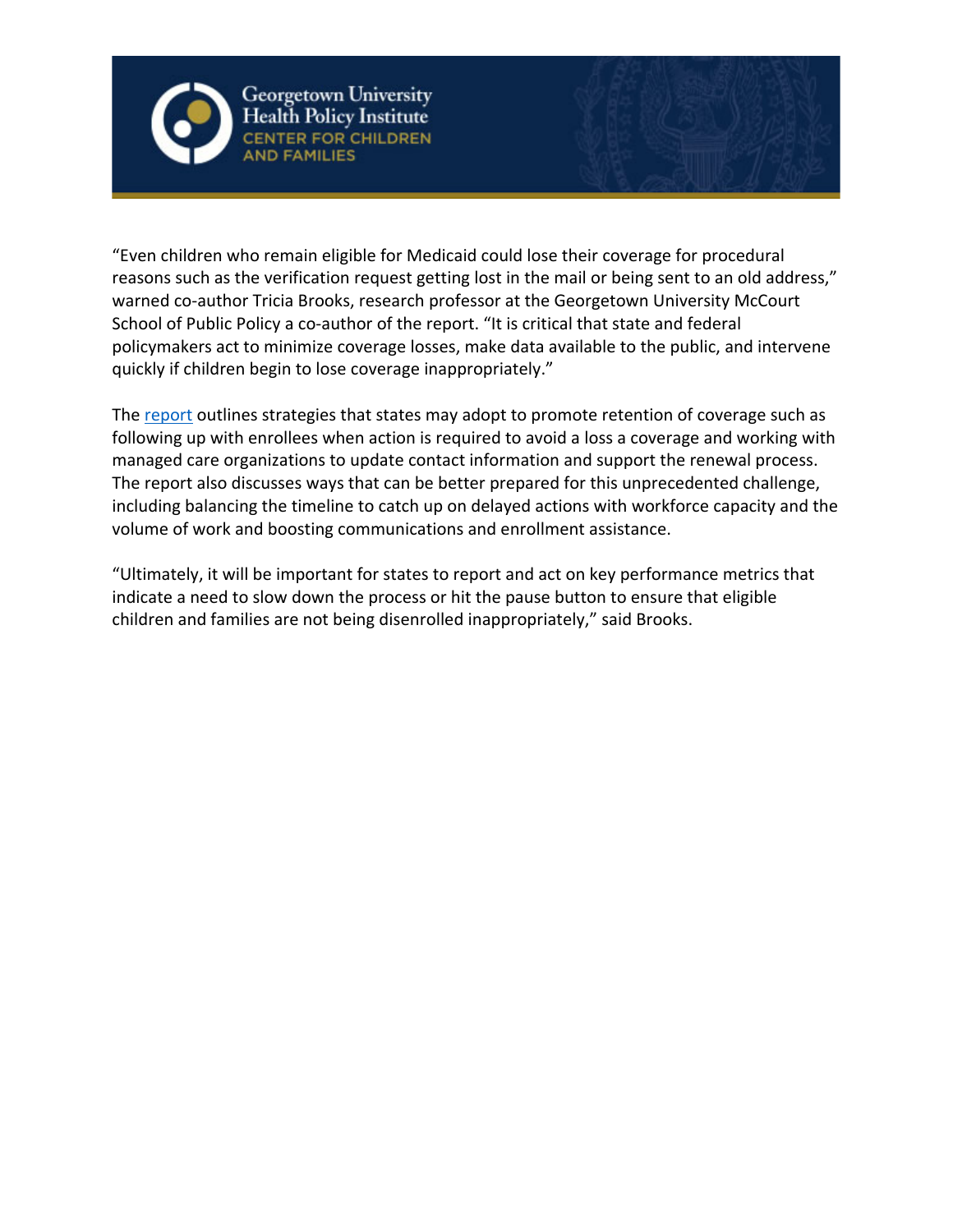"Even children who remain eligible for Medicaid could lose their coverage for procedural reasons such as the verification request getting lost in the mail or being sent to an old address," warned co-author Tricia Brooks, research professor at the Georgetown University McCourt School of Public Policy a co-author of the report. "It is critical that state and federal policymakers act to minimize coverage losses, make data available to the public, and intervene quickly if children begin to lose coverage inappropriately."

The report outlines strategies that states may adopt to promote retention of coverage such as following up with enrollees when action is required to avoid a loss a coverage and working with managed care organizations to update contact information and support the renewal process. The report also discusses ways that can be better prepared for this unprecedented challenge, including balancing the timeline to catch up on delayed actions with workforce capacity and the volume of work and boosting communications and enrollment assistance.

"Ultimately, it will be important for states to report and act on key performance metrics that indicate a need to slow down the process or hit the pause button to ensure that eligible children and families are not being disenrolled inappropriately," said Brooks.